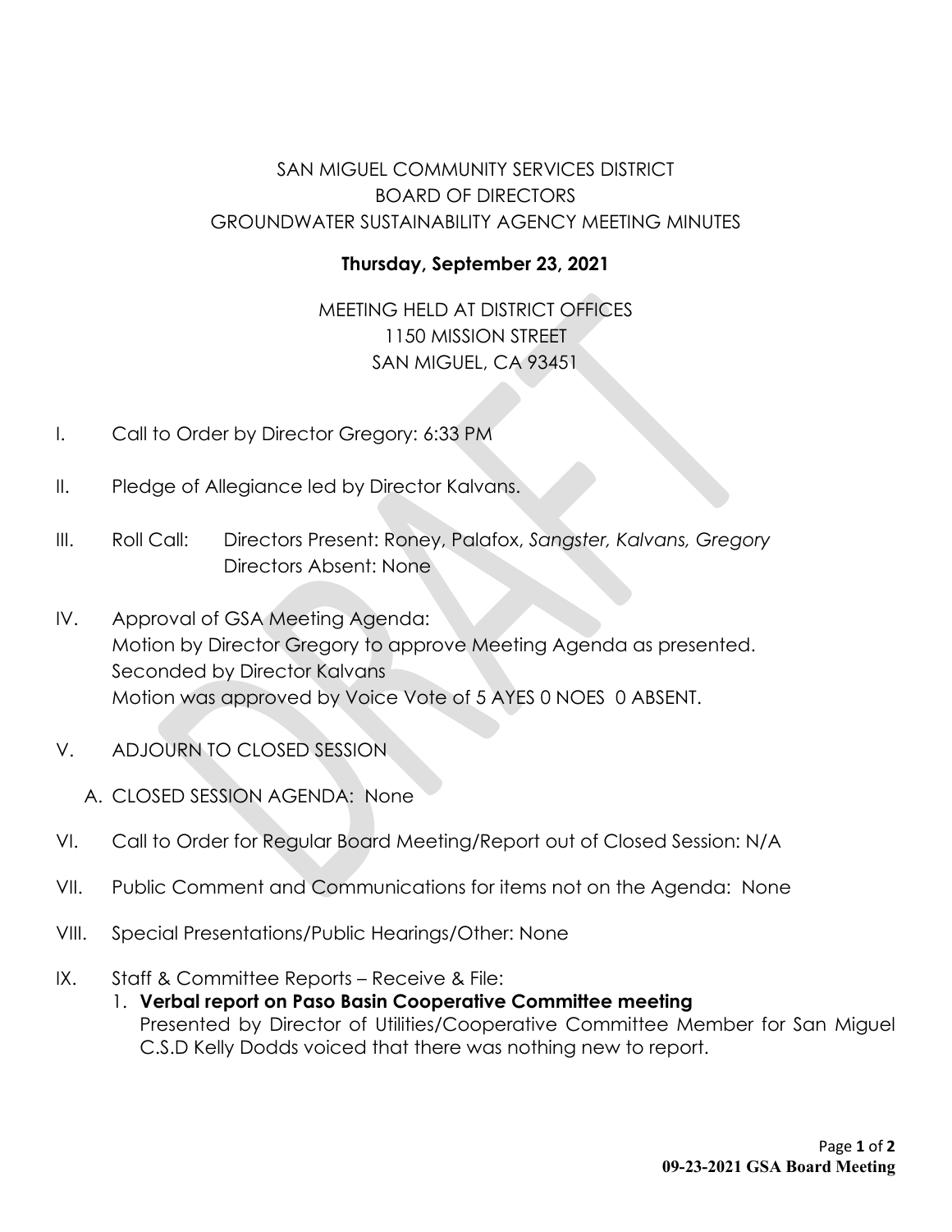SAN MIGUEL COMMUNITY SERVICES DISTRICT
BOARD OF DIRECTORS
GROUNDWATER SUSTAINABILITY AGENCY MEETING MINUTES

**Thursday, September 23, 2021**

MEETING HELD AT DISTRICT OFFICES
1150 MISSION STREET
SAN MIGUEL, CA 93451

I. Call to Order by Director Gregory: 6:33 PM

II. Pledge of Allegiance led by Director Kalvans.

III. Roll Call: Directors Present: Roney, Palafox, *Sangster, Kalvans, Gregory*
Directors Absent: None

IV. Approval of GSA Meeting Agenda:
Motion by Director Gregory to approve Meeting Agenda as presented.
Seconded by Director Kalvans
Motion was approved by Voice Vote of 5 AYES 0 NOES 0 ABSENT.

V. ADJOURN TO CLOSED SESSION

A. CLOSED SESSION AGENDA: None

VI. Call to Order for Regular Board Meeting/Report out of Closed Session: N/A

VII. Public Comment and Communications for items not on the Agenda: None

VIII. Special Presentations/Public Hearings/Other: None

IX. Staff & Committee Reports – Receive & File:

1. **Verbal report on Paso Basin Cooperative Committee meeting**
Presented by Director of Utilities/Cooperative Committee Member for San Miguel C.S.D Kelly Dodds voiced that there was nothing new to report.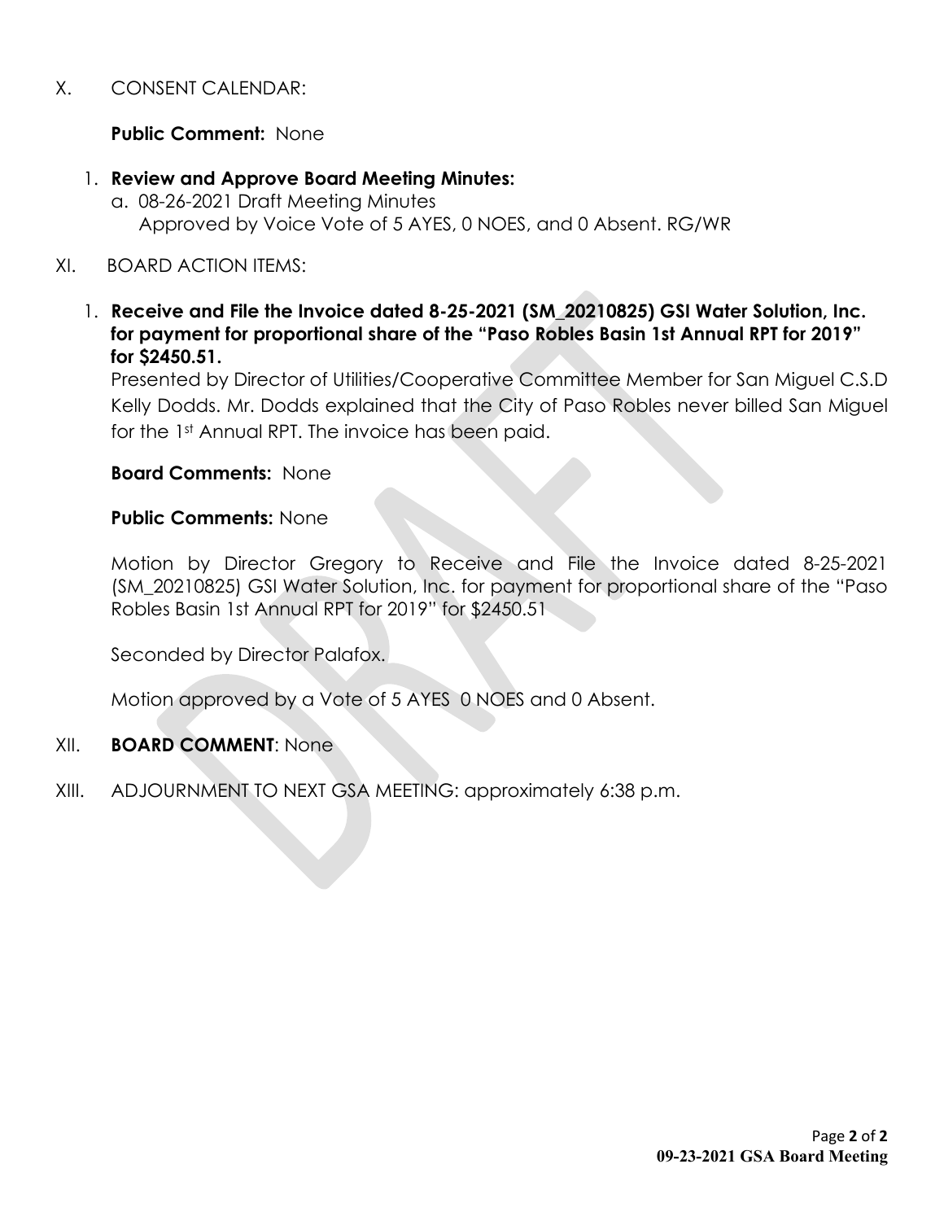X. CONSENT CALENDAR:

**Public Comment:** None

1. **Review and Approve Board Meeting Minutes:**
   a. 08-26-2021 Draft Meeting Minutes
      Approved by Voice Vote of 5 AYES, 0 NOES, and 0 Absent. RG/WR

XI. BOARD ACTION ITEMS:

1. **Receive and File the Invoice dated 8-25-2021 (SM_20210825) GSI Water Solution, Inc. for payment for proportional share of the "Paso Robles Basin 1st Annual RPT for 2019" for $2450.51.**

   Presented by Director of Utilities/Cooperative Committee Member for San Miguel C.S.D Kelly Dodds. Mr. Dodds explained that the City of Paso Robles never billed San Miguel for the 1st Annual RPT. The invoice has been paid.

   **Board Comments:** None

   **Public Comments:** None

   Motion by Director Gregory to Receive and File the Invoice dated 8-25-2021 (SM_20210825) GSI Water Solution, Inc. for payment for proportional share of the "Paso Robles Basin 1st Annual RPT for 2019" for $2450.51

   Seconded by Director Palafox.

   Motion approved by a Vote of 5 AYES 0 NOES and 0 Absent.

XII. **BOARD COMMENT**: None

XIII. ADJOURNMENT TO NEXT GSA MEETING: approximately 6:38 p.m.